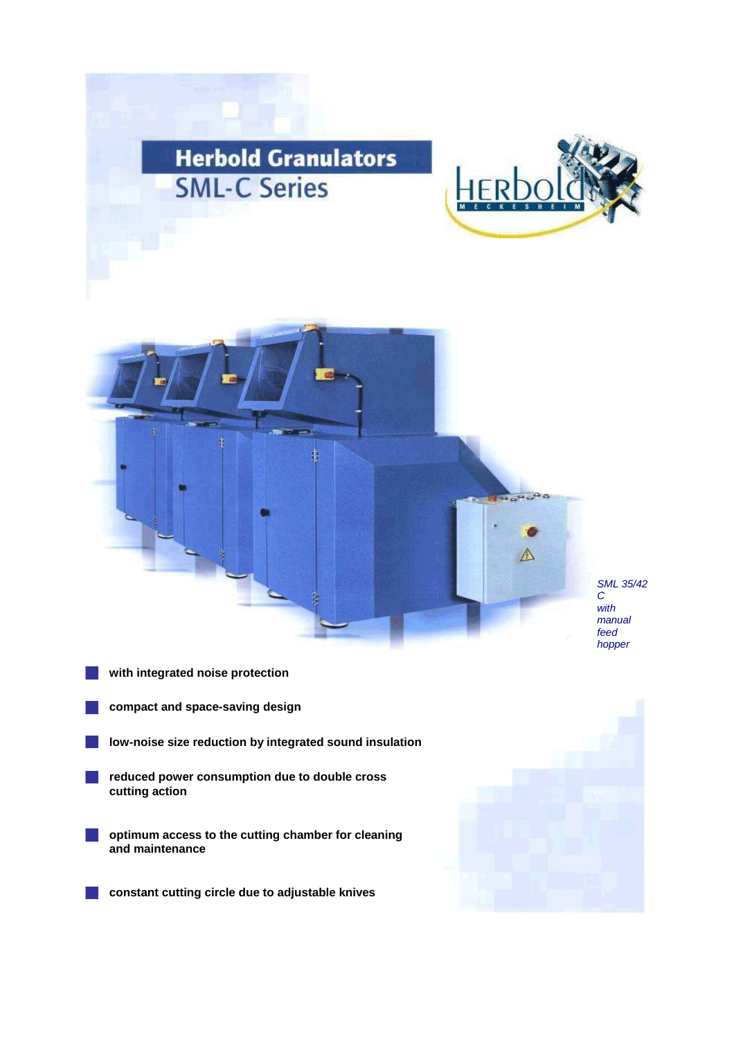# Herbold Granulators

## SML-C Series

*SML 35/42 C with manual feed hopper*

- **with integrated noise protection**
- **compact and space-saving design**
- **low-noise size reduction by integrated sound insulation**
- **reduced power consumption due to double cross cutting action**
- **optimum access to the cutting chamber for cleaning and maintenance**
- **constant cutting circle due to adjustable knives**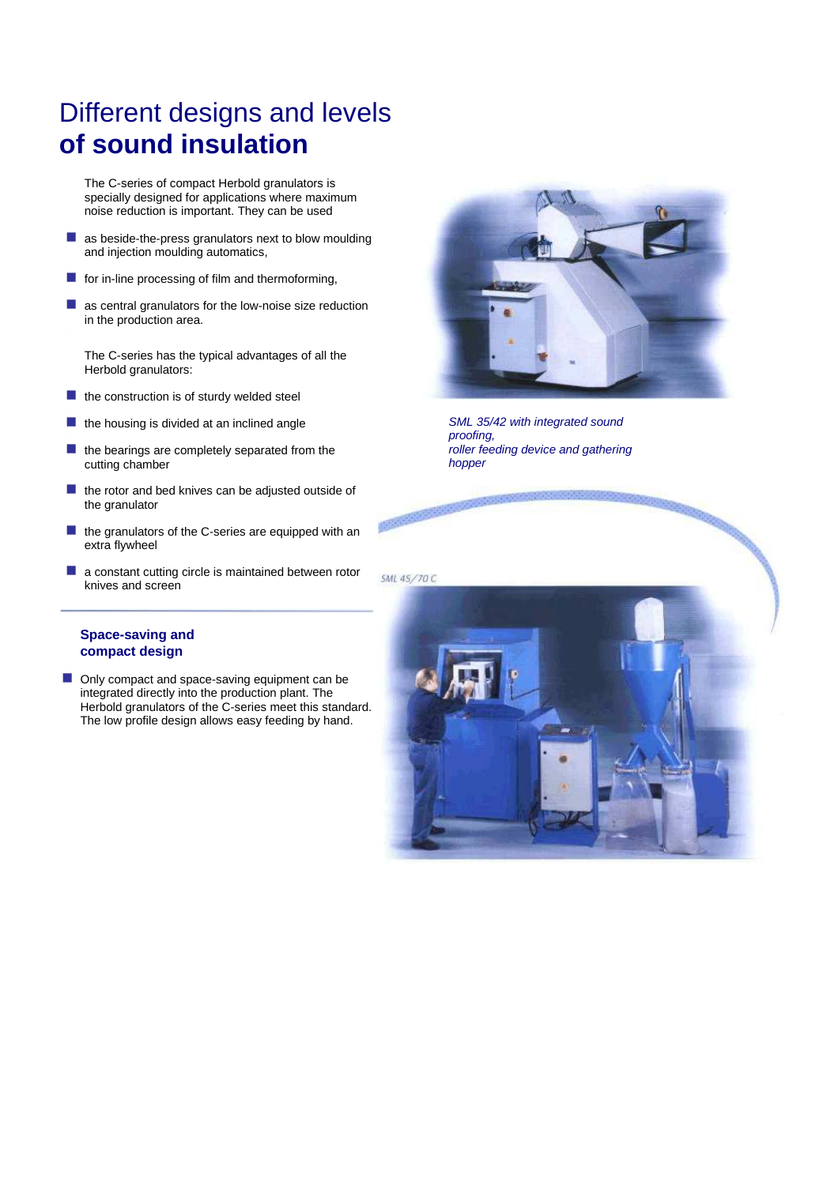# Different designs and levels **of sound insulation**

The C-series of compact Herbold granulators is specially designed for applications where maximum noise reduction is important. They can be used

- as beside-the-press granulators next to blow moulding and injection moulding automatics,
- for in-line processing of film and thermoforming,
- as central granulators for the low-noise size reduction in the production area.

The C-series has the typical advantages of all the Herbold granulators:

- the construction is of sturdy welded steel
- the housing is divided at an inclined angle
- the bearings are completely separated from the cutting chamber
- the rotor and bed knives can be adjusted outside of the granulator
- the granulators of the C-series are equipped with an extra flywheel
- a constant cutting circle is maintained between rotor knives and screen

## Space-saving and compact design

- Only compact and space-saving equipment can be integrated directly into the production plant. The Herbold granulators of the C-series meet this standard. The low profile design allows easy feeding by hand.

*SML 35/42 with integrated sound proofing, roller feeding device and gathering hopper*

SML 45/70 C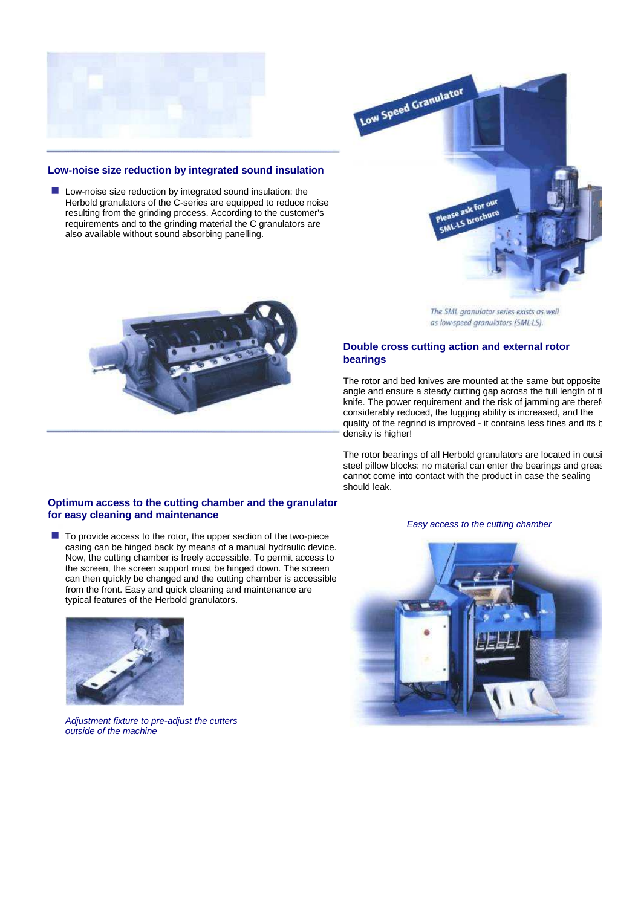## Low-noise size reduction by integrated sound insulation

- Low-noise size reduction by integrated sound insulation: the Herbold granulators of the C-series are equipped to reduce noise resulting from the grinding process. According to the customer's requirements and to the grinding material the C granulators are also available without sound absorbing panelling.

Low Speed Granulator

Please ask for our SML-LS brochure

*The SML granulator series exists as well as low-speed granulators (SML-LS).*

## Double cross cutting action and external rotor bearings

The rotor and bed knives are mounted at the same but opposite angle and ensure a steady cutting gap across the full length of tl knife. The power requirement and the risk of jamming are theref considerably reduced, the lugging ability is increased, and the quality of the regrind is improved - it contains less fines and its b density is higher!

The rotor bearings of all Herbold granulators are located in outsi steel pillow blocks: no material can enter the bearings and greas cannot come into contact with the product in case the sealing should leak.

## Optimum access to the cutting chamber and the granulator for easy cleaning and maintenance

- To provide access to the rotor, the upper section of the two-piece casing can be hinged back by means of a manual hydraulic device. Now, the cutting chamber is freely accessible. To permit access to the screen, the screen support must be hinged down. The screen can then quickly be changed and the cutting chamber is accessible from the front. Easy and quick cleaning and maintenance are typical features of the Herbold granulators.

*Adjustment fixture to pre-adjust the cutters outside of the machine*

*Easy access to the cutting chamber*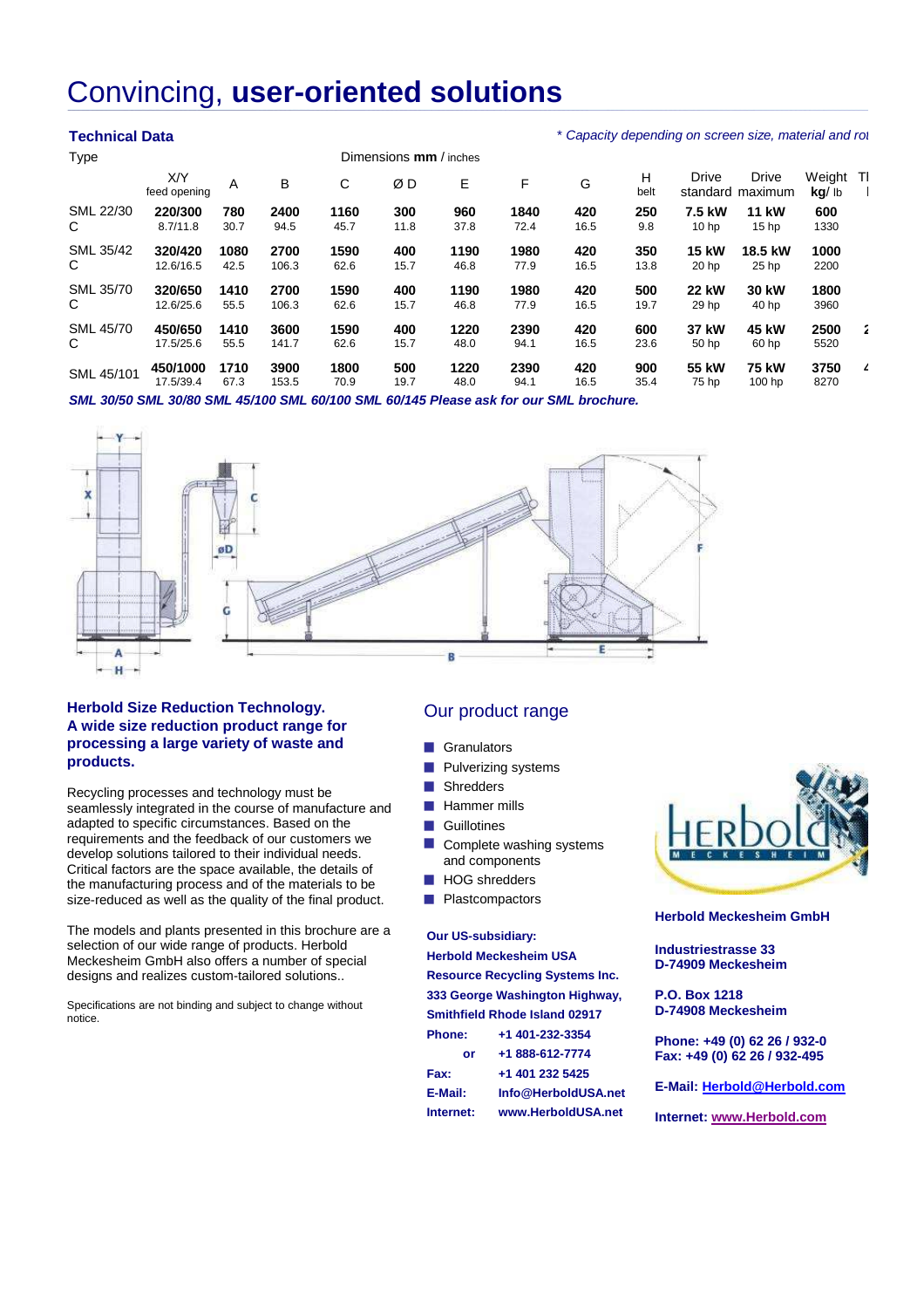# Convincing, **user-oriented solutions**

**Technical Data**

*\* Capacity depending on screen size, material and rot*

| Type | X/Y feed opening | A | B | C | Ø D | E | F | G | H belt | Drive standard | Drive maximum | Weight **kg**/ lb | TI |
|---|---|---|---|---|---|---|---|---|---|---|---|---|---|
| | Dimensions **mm** / inches | | | | | | | | | | | | |
| SML 22/30 C | **220/300** 8.7/11.8 | **780** 30.7 | **2400** 94.5 | **1160** 45.7 | **300** 11.8 | **960** 37.8 | **1840** 72.4 | **420** 16.5 | **250** 9.8 | **7.5 kW** 10 hp | **11 kW** 15 hp | **600** 1330 | |
| SML 35/42 C | **320/420** 12.6/16.5 | **1080** 42.5 | **2700** 106.3 | **1590** 62.6 | **400** 15.7 | **1190** 46.8 | **1980** 77.9 | **420** 16.5 | **350** 13.8 | **15 kW** 20 hp | **18.5 kW** 25 hp | **1000** 2200 | |
| SML 35/70 C | **320/650** 12.6/25.6 | **1410** 55.5 | **2700** 106.3 | **1590** 62.6 | **400** 15.7 | **1190** 46.8 | **1980** 77.9 | **420** 16.5 | **500** 19.7 | **22 kW** 29 hp | **30 kW** 40 hp | **1800** 3960 | |
| SML 45/70 C | **450/650** 17.5/25.6 | **1410** 55.5 | **3600** 141.7 | **1590** 62.6 | **400** 15.7 | **1220** 48.0 | **2390** 94.1 | **420** 16.5 | **600** 23.6 | **37 kW** 50 hp | **45 kW** 60 hp | **2500** 5520 | **2** |
| SML 45/101 | **450/1000** 17.5/39.4 | **1710** 67.3 | **3900** 153.5 | **1800** 70.9 | **500** 19.7 | **1220** 48.0 | **2390** 94.1 | **420** 16.5 | **900** 35.4 | **55 kW** 75 hp | **75 kW** 100 hp | **3750** 8270 | **4** |

***SML 30/50 SML 30/80 SML 45/100 SML 60/100 SML 60/145 Please ask for our SML brochure.***

Y
X
C
øD
G
A
H
B
E
F

**Herbold Size Reduction Technology. A wide size reduction product range for processing a large variety of waste and products.**

Recycling processes and technology must be seamlessly integrated in the course of manufacture and adapted to specific circumstances. Based on the requirements and the feedback of our customers we develop solutions tailored to their individual needs. Critical factors are the space available, the details of the manufacturing process and of the materials to be size-reduced as well as the quality of the final product.

The models and plants presented in this brochure are a selection of our wide range of products. Herbold Meckesheim GmbH also offers a number of special designs and realizes custom-tailored solutions..

Specifications are not binding and subject to change without notice.

## Our product range

- Granulators
- Pulverizing systems
- Shredders
- Hammer mills
- Guillotines
- Complete washing systems and components
- HOG shredders
- Plastcompactors

**Our US-subsidiary:**
**Herbold Meckesheim USA**
**Resource Recycling Systems Inc.**
**333 George Washington Highway,**
**Smithfield Rhode Island 02917**
**Phone: +1 401-232-3354**
**or +1 888-612-7774**
**Fax: +1 401 232 5425**
**E-Mail: Info@HerboldUSA.net**
**Internet: www.HerboldUSA.net**

HERBOLD MECKESHEIM

**Herbold Meckesheim GmbH**

**Industriestrasse 33**
**D-74909 Meckesheim**

**P.O. Box 1218**
**D-74908 Meckesheim**

**Phone: +49 (0) 62 26 / 932-0**
**Fax: +49 (0) 62 26 / 932-495**

**E-Mail: Herbold@Herbold.com**

**Internet: www.Herbold.com**